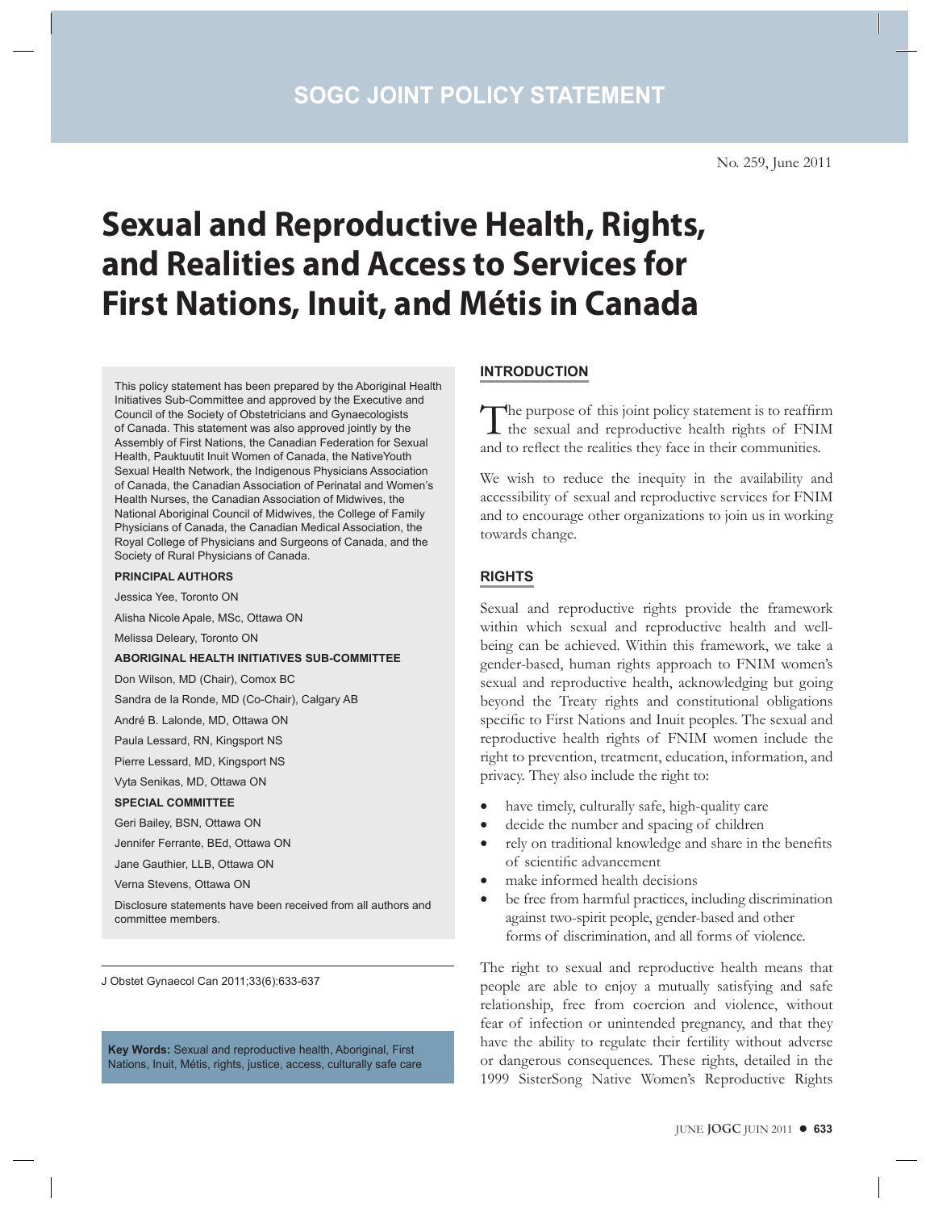SOGC JOINT POLICY STATEMENT

No. 259, June 2011

# Sexual and Reproductive Health, Rights, and Realities and Access to Services for First Nations, Inuit, and Métis in Canada

This policy statement has been prepared by the Aboriginal Health Initiatives Sub-Committee and approved by the Executive and Council of the Society of Obstetricians and Gynaecologists of Canada. This statement was also approved jointly by the Assembly of First Nations, the Canadian Federation for Sexual Health, Pauktuutit Inuit Women of Canada, the NativeYouth Sexual Health Network, the Indigenous Physicians Association of Canada, the Canadian Association of Perinatal and Women's Health Nurses, the Canadian Association of Midwives, the National Aboriginal Council of Midwives, the College of Family Physicians of Canada, the Canadian Medical Association, the Royal College of Physicians and Surgeons of Canada, and the Society of Rural Physicians of Canada.

**PRINCIPAL AUTHORS**

Jessica Yee, Toronto ON

Alisha Nicole Apale, MSc, Ottawa ON

Melissa Deleary, Toronto ON

**ABORIGINAL HEALTH INITIATIVES SUB-COMMITTEE**

Don Wilson, MD (Chair), Comox BC

Sandra de la Ronde, MD (Co-Chair), Calgary AB

André B. Lalonde, MD, Ottawa ON

Paula Lessard, RN, Kingsport NS

Pierre Lessard, MD, Kingsport NS

Vyta Senikas, MD, Ottawa ON

**SPECIAL COMMITTEE**

Geri Bailey, BSN, Ottawa ON

Jennifer Ferrante, BEd, Ottawa ON

Jane Gauthier, LLB, Ottawa ON

Verna Stevens, Ottawa ON

Disclosure statements have been received from all authors and committee members.

J Obstet Gynaecol Can 2011;33(6):633-637

**Key Words:** Sexual and reproductive health, Aboriginal, First Nations, Inuit, Métis, rights, justice, access, culturally safe care

## INTRODUCTION

The purpose of this joint policy statement is to reaffirm the sexual and reproductive health rights of FNIM and to reflect the realities they face in their communities.

We wish to reduce the inequity in the availability and accessibility of sexual and reproductive services for FNIM and to encourage other organizations to join us in working towards change.

## RIGHTS

Sexual and reproductive rights provide the framework within which sexual and reproductive health and well-being can be achieved. Within this framework, we take a gender-based, human rights approach to FNIM women's sexual and reproductive health, acknowledging but going beyond the Treaty rights and constitutional obligations specific to First Nations and Inuit peoples. The sexual and reproductive health rights of FNIM women include the right to prevention, treatment, education, information, and privacy. They also include the right to:

- have timely, culturally safe, high-quality care
- decide the number and spacing of children
- rely on traditional knowledge and share in the benefits of scientific advancement
- make informed health decisions
- be free from harmful practices, including discrimination against two-spirit people, gender-based and other forms of discrimination, and all forms of violence.

The right to sexual and reproductive health means that people are able to enjoy a mutually satisfying and safe relationship, free from coercion and violence, without fear of infection or unintended pregnancy, and that they have the ability to regulate their fertility without adverse or dangerous consequences. These rights, detailed in the 1999 SisterSong Native Women's Reproductive Rights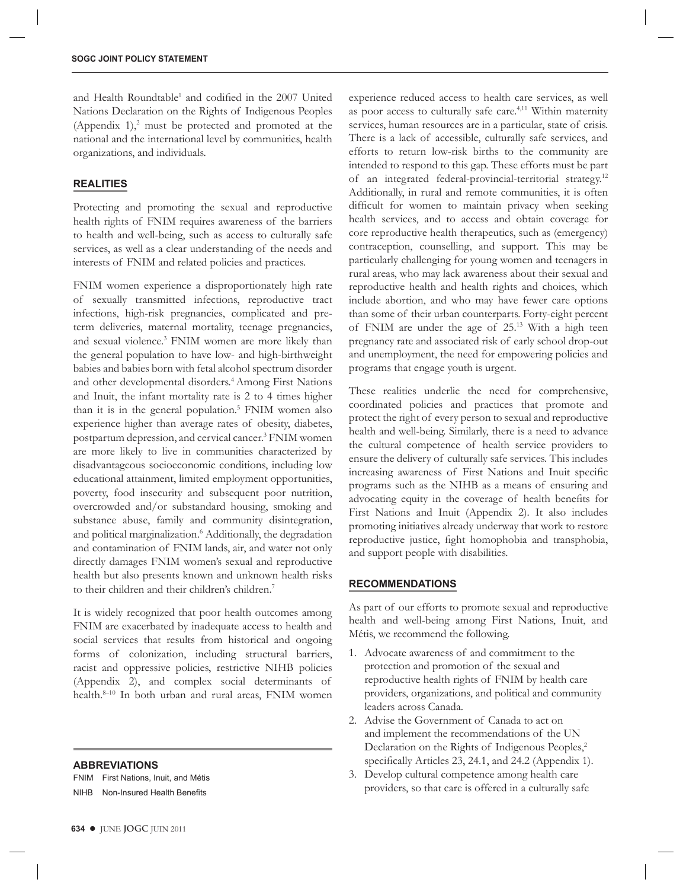and Health Roundtable[1] and codified in the 2007 United Nations Declaration on the Rights of Indigenous Peoples (Appendix 1),[2] must be protected and promoted at the national and the international level by communities, health organizations, and individuals.

## REALITIES

Protecting and promoting the sexual and reproductive health rights of FNIM requires awareness of the barriers to health and well-being, such as access to culturally safe services, as well as a clear understanding of the needs and interests of FNIM and related policies and practices.

FNIM women experience a disproportionately high rate of sexually transmitted infections, reproductive tract infections, high-risk pregnancies, complicated and preterm deliveries, maternal mortality, teenage pregnancies, and sexual violence.[3] FNIM women are more likely than the general population to have low- and high-birthweight babies and babies born with fetal alcohol spectrum disorder and other developmental disorders.[4] Among First Nations and Inuit, the infant mortality rate is 2 to 4 times higher than it is in the general population.[5] FNIM women also experience higher than average rates of obesity, diabetes, postpartum depression, and cervical cancer.[3] FNIM women are more likely to live in communities characterized by disadvantageous socioeconomic conditions, including low educational attainment, limited employment opportunities, poverty, food insecurity and subsequent poor nutrition, overcrowded and/or substandard housing, smoking and substance abuse, family and community disintegration, and political marginalization.[6] Additionally, the degradation and contamination of FNIM lands, air, and water not only directly damages FNIM women's sexual and reproductive health but also presents known and unknown health risks to their children and their children's children.[7]

It is widely recognized that poor health outcomes among FNIM are exacerbated by inadequate access to health and social services that results from historical and ongoing forms of colonization, including structural barriers, racist and oppressive policies, restrictive NIHB policies (Appendix 2), and complex social determinants of health.[8–10] In both urban and rural areas, FNIM women experience reduced access to health care services, as well as poor access to culturally safe care.[4,11] Within maternity services, human resources are in a particular, state of crisis. There is a lack of accessible, culturally safe services, and efforts to return low-risk births to the community are intended to respond to this gap. These efforts must be part of an integrated federal-provincial-territorial strategy.[12] Additionally, in rural and remote communities, it is often difficult for women to maintain privacy when seeking health services, and to access and obtain coverage for core reproductive health therapeutics, such as (emergency) contraception, counselling, and support. This may be particularly challenging for young women and teenagers in rural areas, who may lack awareness about their sexual and reproductive health and health rights and choices, which include abortion, and who may have fewer care options than some of their urban counterparts. Forty-eight percent of FNIM are under the age of 25.[13] With a high teen pregnancy rate and associated risk of early school drop-out and unemployment, the need for empowering policies and programs that engage youth is urgent.

These realities underlie the need for comprehensive, coordinated policies and practices that promote and protect the right of every person to sexual and reproductive health and well-being. Similarly, there is a need to advance the cultural competence of health service providers to ensure the delivery of culturally safe services. This includes increasing awareness of First Nations and Inuit specific programs such as the NIHB as a means of ensuring and advocating equity in the coverage of health benefits for First Nations and Inuit (Appendix 2). It also includes promoting initiatives already underway that work to restore reproductive justice, fight homophobia and transphobia, and support people with disabilities.

## RECOMMENDATIONS

As part of our efforts to promote sexual and reproductive health and well-being among First Nations, Inuit, and Métis, we recommend the following.

1. Advocate awareness of and commitment to the protection and promotion of the sexual and reproductive health rights of FNIM by health care providers, organizations, and political and community leaders across Canada.
2. Advise the Government of Canada to act on and implement the recommendations of the UN Declaration on the Rights of Indigenous Peoples,[2] specifically Articles 23, 24.1, and 24.2 (Appendix 1).
3. Develop cultural competence among health care providers, so that care is offered in a culturally safe

**ABBREVIATIONS**

FNIM First Nations, Inuit, and Métis

NIHB Non-Insured Health Benefits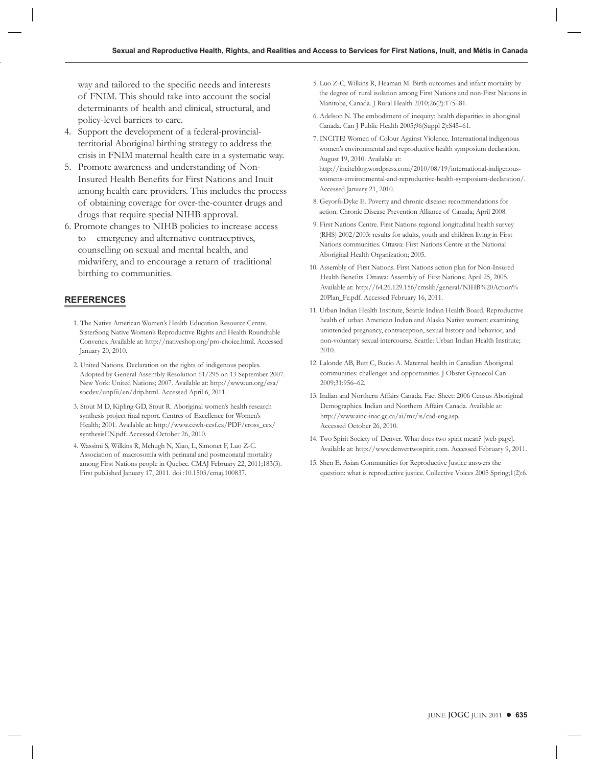way and tailored to the specific needs and interests of FNIM. This should take into account the social determinants of health and clinical, structural, and policy-level barriers to care.

4. Support the development of a federal-provincial-territorial Aboriginal birthing strategy to address the crisis in FNIM maternal health care in a systematic way.
5. Promote awareness and understanding of Non-Insured Health Benefits for First Nations and Inuit among health care providers. This includes the process of obtaining coverage for over-the-counter drugs and drugs that require special NIHB approval.
6. Promote changes to NIHB policies to increase access to emergency and alternative contraceptives, counselling on sexual and mental health, and midwifery, and to encourage a return of traditional birthing to communities.

## REFERENCES

1. The Native American Women's Health Education Resource Centre. SisterSong Native Women's Reproductive Rights and Health Roundtable Convenes. Available at: http://nativeshop.org/pro-choice.html. Accessed January 20, 2010.
2. United Nations. Declaration on the rights of indigenous peoples. Adopted by General Assembly Resolution 61/295 on 13 September 2007. New York: United Nations; 2007. Available at: http://www.un.org/esa/socdev/unpfii/en/drip.html. Accessed April 6, 2011.
3. Stout M D, Kipling GD, Stout R. Aboriginal women's health research synthesis project final report. Centres of Excellence for Women's Health; 2001. Available at: http://www.cewh-cesf.ca/PDF/cross_cex/synthesisEN.pdf. Accessed October 26, 2010.
4. Wassimi S, Wilkins R, Mchugh N, Xiao, L, Simonet F, Luo Z-C. Association of macrosomia with perinatal and postneonatal mortality among First Nations people in Quebec. CMAJ February 22, 2011;183(3). First published January 17, 2011. doi :10.1503/cmaj.100837.
5. Luo Z-C, Wilkins R, Heaman M. Birth outcomes and infant mortality by the degree of rural isolation among First Nations and non-First Nations in Manitoba, Canada. J Rural Health 2010;26(2):175–81.
6. Adelson N. The embodiment of inequity: health disparities in aboriginal Canada. Can J Public Health 2005;96(Suppl 2):S45–61.
7. INCITE! Women of Colour Against Violence. International indigenous women's environmental and reproductive health symposium declaration. August 19, 2010. Available at: http://inciteblog.wordpress.com/2010/08/19/international-indigenous-womens-environmental-and-reproductive-health-symposium-declaration/. Accessed January 21, 2010.
8. Geyorfi-Dyke E. Poverty and chronic disease: recommendations for action. Chronic Disease Prevention Alliance of Canada; April 2008.
9. First Nations Centre. First Nations regional longitudinal health survey (RHS) 2002/2003: results for adults, youth and children living in First Nations communities. Ottawa: First Nations Centre at the National Aboriginal Health Organization; 2005.
10. Assembly of First Nations. First Nations action plan for Non-Insured Health Benefits. Ottawa: Assembly of First Nations; April 25, 2005. Available at: http://64.26.129.156/cmslib/general/NIHB%20Action%20Plan_Fe.pdf. Accessed February 16, 2011.
11. Urban Indian Health Institute, Seattle Indian Health Board. Reproductive health of urban American Indian and Alaska Native women: examining unintended pregnancy, contraception, sexual history and behavior, and non-voluntary sexual intercourse. Seattle: Urban Indian Health Institute; 2010.
12. Lalonde AB, Butt C, Bucio A. Maternal health in Canadian Aboriginal communities: challenges and opportunities. J Obstet Gynaecol Can 2009;31:956–62.
13. Indian and Northern Affairs Canada. Fact Sheet: 2006 Census Aboriginal Demographics. Indian and Northern Affairs Canada. Available at: http://www.ainc-inac.gc.ca/ai/mr/is/cad-eng.asp. Accessed October 26, 2010.
14. Two Spirit Society of Denver. What does two spirit mean? [web page]. Available at: http://www.denvertwospirit.com. Accessed February 9, 2011.
15. Shen E. Asian Communities for Reproductive Justice answers the question: what is reproductive justice. Collective Voices 2005 Spring;1(2):6.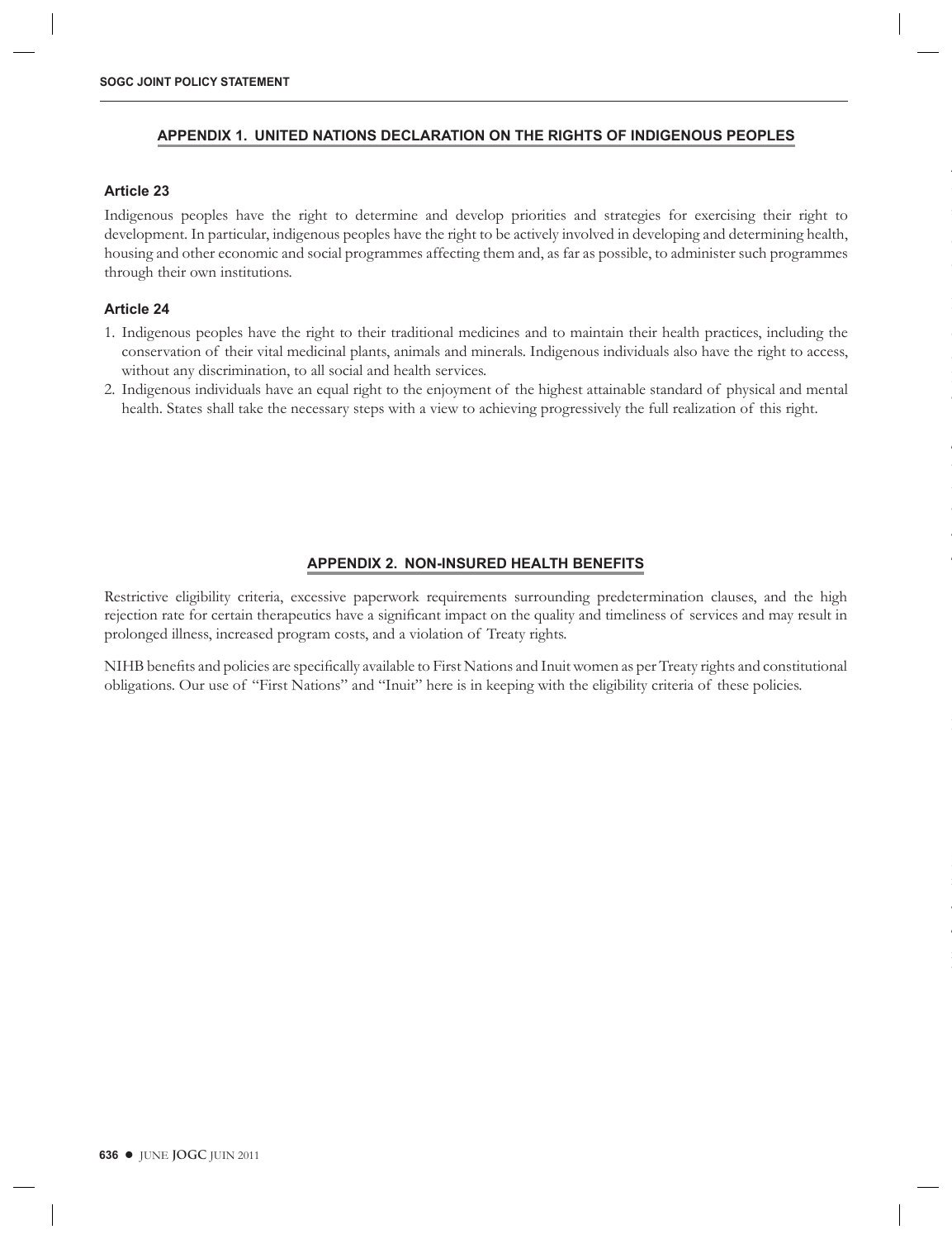## APPENDIX 1. UNITED NATIONS DECLARATION ON THE RIGHTS OF INDIGENOUS PEOPLES

### Article 23

Indigenous peoples have the right to determine and develop priorities and strategies for exercising their right to development. In particular, indigenous peoples have the right to be actively involved in developing and determining health, housing and other economic and social programmes affecting them and, as far as possible, to administer such programmes through their own institutions.

### Article 24

1. Indigenous peoples have the right to their traditional medicines and to maintain their health practices, including the conservation of their vital medicinal plants, animals and minerals. Indigenous individuals also have the right to access, without any discrimination, to all social and health services.
2. Indigenous individuals have an equal right to the enjoyment of the highest attainable standard of physical and mental health. States shall take the necessary steps with a view to achieving progressively the full realization of this right.

## APPENDIX 2. NON-INSURED HEALTH BENEFITS

Restrictive eligibility criteria, excessive paperwork requirements surrounding predetermination clauses, and the high rejection rate for certain therapeutics have a significant impact on the quality and timeliness of services and may result in prolonged illness, increased program costs, and a violation of Treaty rights.

NIHB benefits and policies are specifically available to First Nations and Inuit women as per Treaty rights and constitutional obligations. Our use of "First Nations" and "Inuit" here is in keeping with the eligibility criteria of these policies.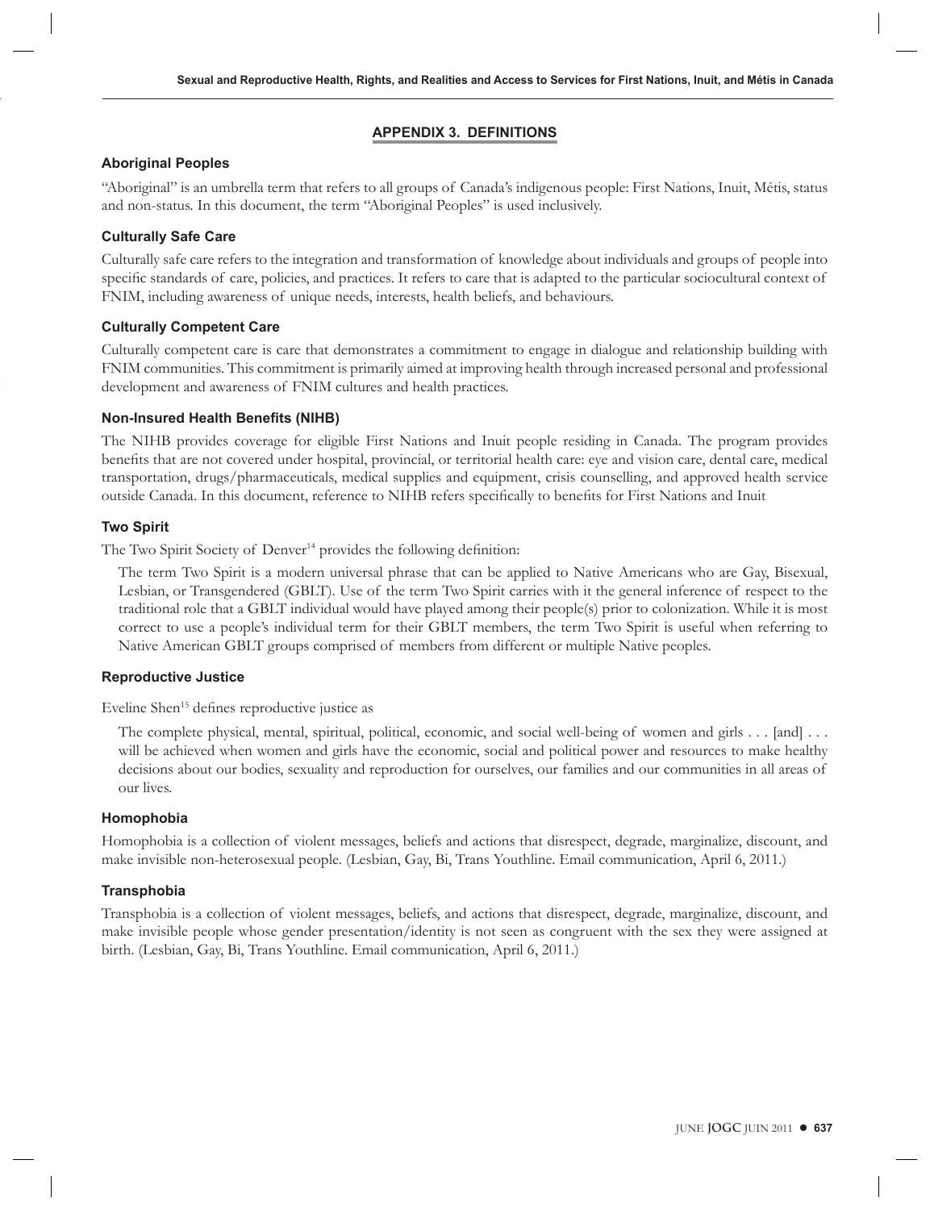## APPENDIX 3. DEFINITIONS

### Aboriginal Peoples

"Aboriginal" is an umbrella term that refers to all groups of Canada's indigenous people: First Nations, Inuit, Métis, status and non-status. In this document, the term "Aboriginal Peoples" is used inclusively.

### Culturally Safe Care

Culturally safe care refers to the integration and transformation of knowledge about individuals and groups of people into specific standards of care, policies, and practices. It refers to care that is adapted to the particular sociocultural context of FNIM, including awareness of unique needs, interests, health beliefs, and behaviours.

### Culturally Competent Care

Culturally competent care is care that demonstrates a commitment to engage in dialogue and relationship building with FNIM communities. This commitment is primarily aimed at improving health through increased personal and professional development and awareness of FNIM cultures and health practices.

### Non-Insured Health Benefits (NIHB)

The NIHB provides coverage for eligible First Nations and Inuit people residing in Canada. The program provides benefits that are not covered under hospital, provincial, or territorial health care: eye and vision care, dental care, medical transportation, drugs/pharmaceuticals, medical supplies and equipment, crisis counselling, and approved health service outside Canada. In this document, reference to NIHB refers specifically to benefits for First Nations and Inuit

### Two Spirit

The Two Spirit Society of Denver[14] provides the following definition:

> The term Two Spirit is a modern universal phrase that can be applied to Native Americans who are Gay, Bisexual, Lesbian, or Transgendered (GBLT). Use of the term Two Spirit carries with it the general inference of respect to the traditional role that a GBLT individual would have played among their people(s) prior to colonization. While it is most correct to use a people's individual term for their GBLT members, the term Two Spirit is useful when referring to Native American GBLT groups comprised of members from different or multiple Native peoples.

### Reproductive Justice

Eveline Shen[15] defines reproductive justice as

> The complete physical, mental, spiritual, political, economic, and social well-being of women and girls . . . [and] . . . will be achieved when women and girls have the economic, social and political power and resources to make healthy decisions about our bodies, sexuality and reproduction for ourselves, our families and our communities in all areas of our lives.

### Homophobia

Homophobia is a collection of violent messages, beliefs and actions that disrespect, degrade, marginalize, discount, and make invisible non-heterosexual people. (Lesbian, Gay, Bi, Trans Youthline. Email communication, April 6, 2011.)

### Transphobia

Transphobia is a collection of violent messages, beliefs, and actions that disrespect, degrade, marginalize, discount, and make invisible people whose gender presentation/identity is not seen as congruent with the sex they were assigned at birth. (Lesbian, Gay, Bi, Trans Youthline. Email communication, April 6, 2011.)